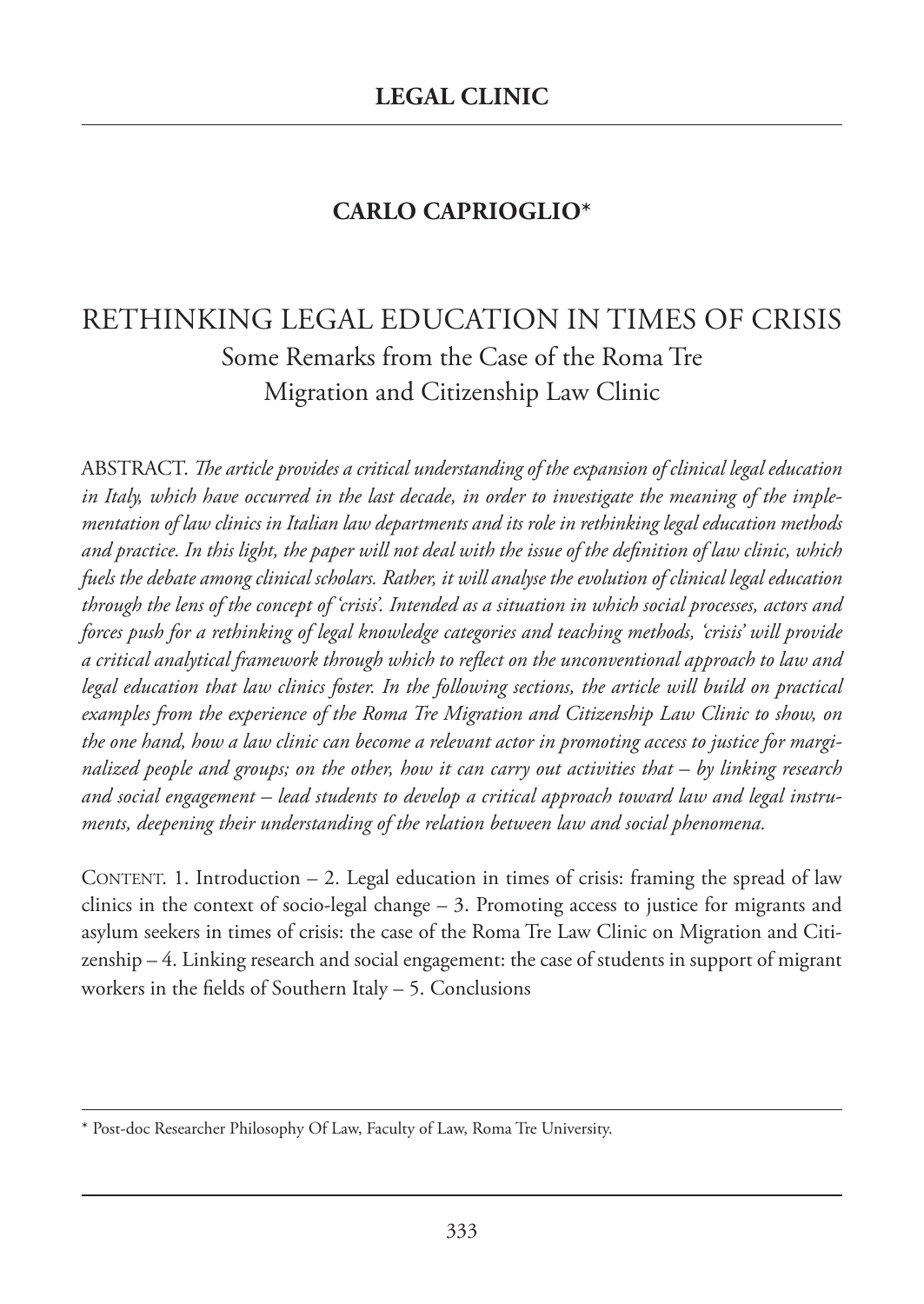**LEGAL CLINIC**

**CARLO CAPRIOGLIO***

# RETHINKING LEGAL EDUCATION IN TIMES OF CRISIS

## Some Remarks from the Case of the Roma Tre Migration and Citizenship Law Clinic

ABSTRACT. *The article provides a critical understanding of the expansion of clinical legal education in Italy, which have occurred in the last decade, in order to investigate the meaning of the implementation of law clinics in Italian law departments and its role in rethinking legal education methods and practice. In this light, the paper will not deal with the issue of the definition of law clinic, which fuels the debate among clinical scholars. Rather, it will analyse the evolution of clinical legal education through the lens of the concept of 'crisis'. Intended as a situation in which social processes, actors and forces push for a rethinking of legal knowledge categories and teaching methods, 'crisis' will provide a critical analytical framework through which to reflect on the unconventional approach to law and legal education that law clinics foster. In the following sections, the article will build on practical examples from the experience of the Roma Tre Migration and Citizenship Law Clinic to show, on the one hand, how a law clinic can become a relevant actor in promoting access to justice for marginalized people and groups; on the other, how it can carry out activities that – by linking research and social engagement – lead students to develop a critical approach toward law and legal instruments, deepening their understanding of the relation between law and social phenomena.*

CONTENT. 1. Introduction – 2. Legal education in times of crisis: framing the spread of law clinics in the context of socio-legal change – 3. Promoting access to justice for migrants and asylum seekers in times of crisis: the case of the Roma Tre Law Clinic on Migration and Citizenship – 4. Linking research and social engagement: the case of students in support of migrant workers in the fields of Southern Italy – 5. Conclusions

---

* Post-doc Researcher Philosophy Of Law, Faculty of Law, Roma Tre University.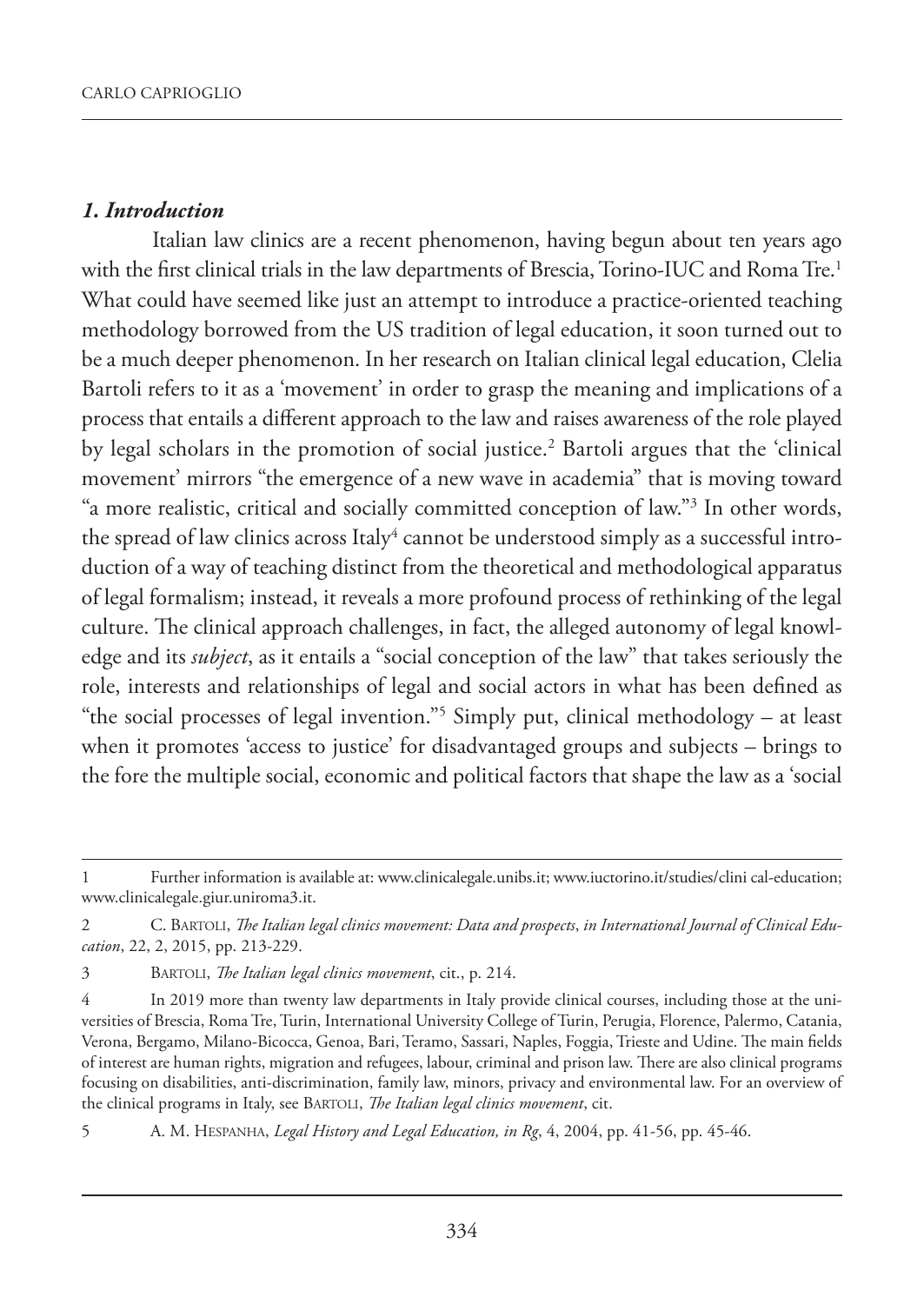## *1. Introduction*

Italian law clinics are a recent phenomenon, having begun about ten years ago with the first clinical trials in the law departments of Brescia, Torino-IUC and Roma Tre.[1] What could have seemed like just an attempt to introduce a practice-oriented teaching methodology borrowed from the US tradition of legal education, it soon turned out to be a much deeper phenomenon. In her research on Italian clinical legal education, Clelia Bartoli refers to it as a 'movement' in order to grasp the meaning and implications of a process that entails a different approach to the law and raises awareness of the role played by legal scholars in the promotion of social justice.[2] Bartoli argues that the 'clinical movement' mirrors "the emergence of a new wave in academia" that is moving toward "a more realistic, critical and socially committed conception of law."[3] In other words, the spread of law clinics across Italy[4] cannot be understood simply as a successful introduction of a way of teaching distinct from the theoretical and methodological apparatus of legal formalism; instead, it reveals a more profound process of rethinking of the legal culture. The clinical approach challenges, in fact, the alleged autonomy of legal knowledge and its *subject*, as it entails a "social conception of the law" that takes seriously the role, interests and relationships of legal and social actors in what has been defined as "the social processes of legal invention."[5] Simply put, clinical methodology – at least when it promotes 'access to justice' for disadvantaged groups and subjects – brings to the fore the multiple social, economic and political factors that shape the law as a 'social

---

1 Further information is available at: www.clinicalegale.unibs.it; www.iuctorino.it/studies/clini cal-education; www.clinicalegale.giur.uniroma3.it.

2 C. Bartoli, *The Italian legal clinics movement: Data and prospects*, *in International Journal of Clinical Education*, 22, 2, 2015, pp. 213-229.

3 Bartoli, *The Italian legal clinics movement*, cit., p. 214.

4 In 2019 more than twenty law departments in Italy provide clinical courses, including those at the universities of Brescia, Roma Tre, Turin, International University College of Turin, Perugia, Florence, Palermo, Catania, Verona, Bergamo, Milano-Bicocca, Genoa, Bari, Teramo, Sassari, Naples, Foggia, Trieste and Udine. The main fields of interest are human rights, migration and refugees, labour, criminal and prison law. There are also clinical programs focusing on disabilities, anti-discrimination, family law, minors, privacy and environmental law. For an overview of the clinical programs in Italy, see Bartoli, *The Italian legal clinics movement*, cit.

5 A. M. Hespanha, *Legal History and Legal Education, in Rg*, 4, 2004, pp. 41-56, pp. 45-46.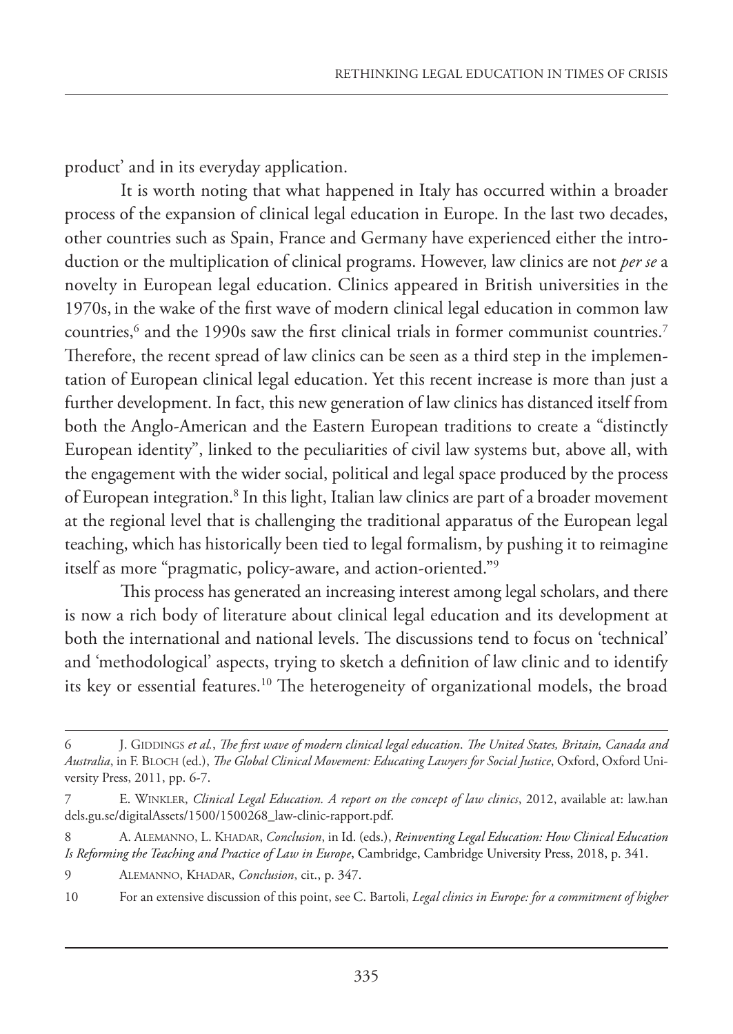product' and in its everyday application.

It is worth noting that what happened in Italy has occurred within a broader process of the expansion of clinical legal education in Europe. In the last two decades, other countries such as Spain, France and Germany have experienced either the introduction or the multiplication of clinical programs. However, law clinics are not *per se* a novelty in European legal education. Clinics appeared in British universities in the 1970s, in the wake of the first wave of modern clinical legal education in common law countries,[6] and the 1990s saw the first clinical trials in former communist countries.[7] Therefore, the recent spread of law clinics can be seen as a third step in the implementation of European clinical legal education. Yet this recent increase is more than just a further development. In fact, this new generation of law clinics has distanced itself from both the Anglo-American and the Eastern European traditions to create a "distinctly European identity", linked to the peculiarities of civil law systems but, above all, with the engagement with the wider social, political and legal space produced by the process of European integration.[8] In this light, Italian law clinics are part of a broader movement at the regional level that is challenging the traditional apparatus of the European legal teaching, which has historically been tied to legal formalism, by pushing it to reimagine itself as more "pragmatic, policy-aware, and action-oriented."[9]

This process has generated an increasing interest among legal scholars, and there is now a rich body of literature about clinical legal education and its development at both the international and national levels. The discussions tend to focus on 'technical' and 'methodological' aspects, trying to sketch a definition of law clinic and to identify its key or essential features.[10] The heterogeneity of organizational models, the broad

---

6 J. Giddings *et al.*, *The first wave of modern clinical legal education. The United States, Britain, Canada and Australia*, in F. Bloch (ed.), *The Global Clinical Movement: Educating Lawyers for Social Justice*, Oxford, Oxford University Press, 2011, pp. 6-7.

7 E. Winkler, *Clinical Legal Education. A report on the concept of law clinics*, 2012, available at: law.handels.gu.se/digitalAssets/1500/1500268_law-clinic-rapport.pdf.

8 A. Alemanno, L. Khadar, *Conclusion*, in Id. (eds.), *Reinventing Legal Education: How Clinical Education Is Reforming the Teaching and Practice of Law in Europe*, Cambridge, Cambridge University Press, 2018, p. 341.

9 Alemanno, Khadar, *Conclusion*, cit., p. 347.

10 For an extensive discussion of this point, see C. Bartoli, *Legal clinics in Europe: for a commitment of higher*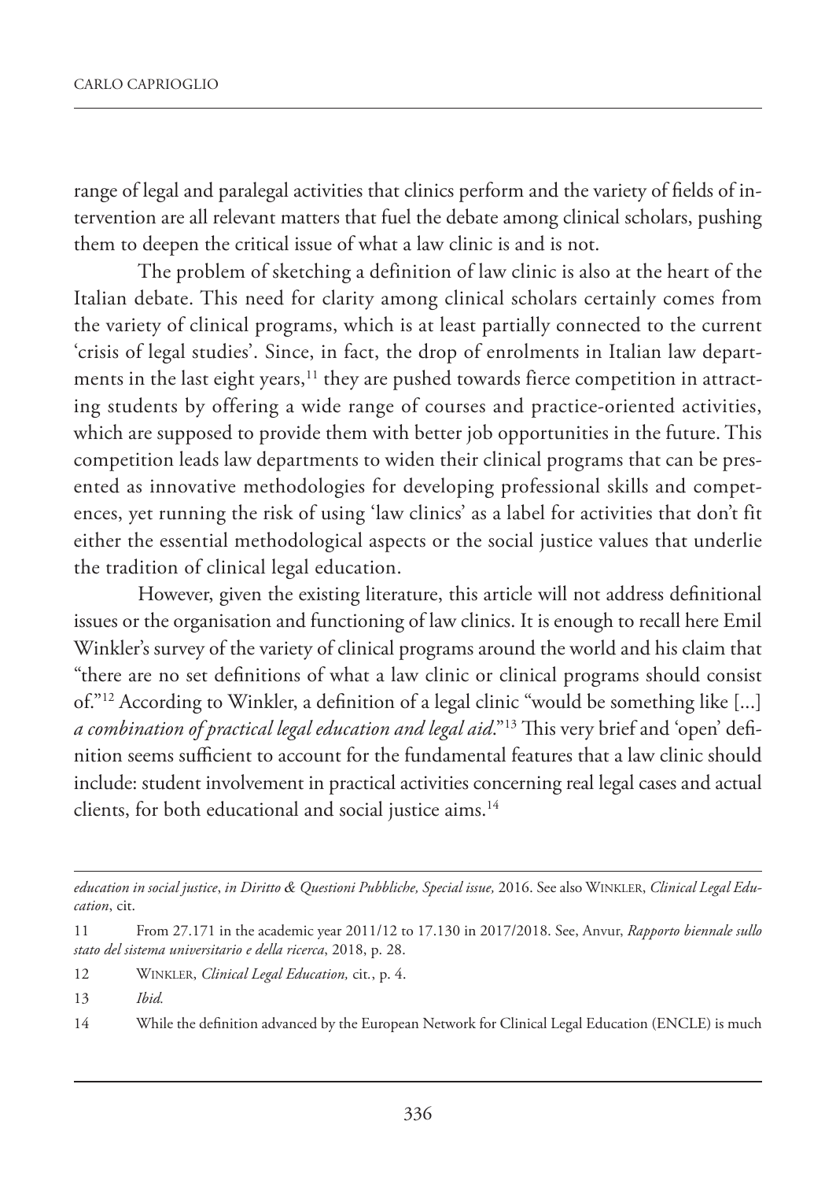range of legal and paralegal activities that clinics perform and the variety of fields of intervention are all relevant matters that fuel the debate among clinical scholars, pushing them to deepen the critical issue of what a law clinic is and is not.

The problem of sketching a definition of law clinic is also at the heart of the Italian debate. This need for clarity among clinical scholars certainly comes from the variety of clinical programs, which is at least partially connected to the current 'crisis of legal studies'. Since, in fact, the drop of enrolments in Italian law departments in the last eight years,[11] they are pushed towards fierce competition in attracting students by offering a wide range of courses and practice-oriented activities, which are supposed to provide them with better job opportunities in the future. This competition leads law departments to widen their clinical programs that can be presented as innovative methodologies for developing professional skills and competences, yet running the risk of using 'law clinics' as a label for activities that don't fit either the essential methodological aspects or the social justice values that underlie the tradition of clinical legal education.

However, given the existing literature, this article will not address definitional issues or the organisation and functioning of law clinics. It is enough to recall here Emil Winkler's survey of the variety of clinical programs around the world and his claim that "there are no set definitions of what a law clinic or clinical programs should consist of."[12] According to Winkler, a definition of a legal clinic "would be something like [...] *a combination of practical legal education and legal aid*."[13] This very brief and 'open' definition seems sufficient to account for the fundamental features that a law clinic should include: student involvement in practical activities concerning real legal cases and actual clients, for both educational and social justice aims.[14]

---

*education in social justice*, *in Diritto & Questioni Pubbliche, Special issue,* 2016. See also Winkler, *Clinical Legal Education*, cit.

11 From 27.171 in the academic year 2011/12 to 17.130 in 2017/2018. See, Anvur, *Rapporto biennale sullo stato del sistema universitario e della ricerca*, 2018, p. 28.

12 Winkler, *Clinical Legal Education,* cit., p. 4.

13 *Ibid.*

14 While the definition advanced by the European Network for Clinical Legal Education (ENCLE) is much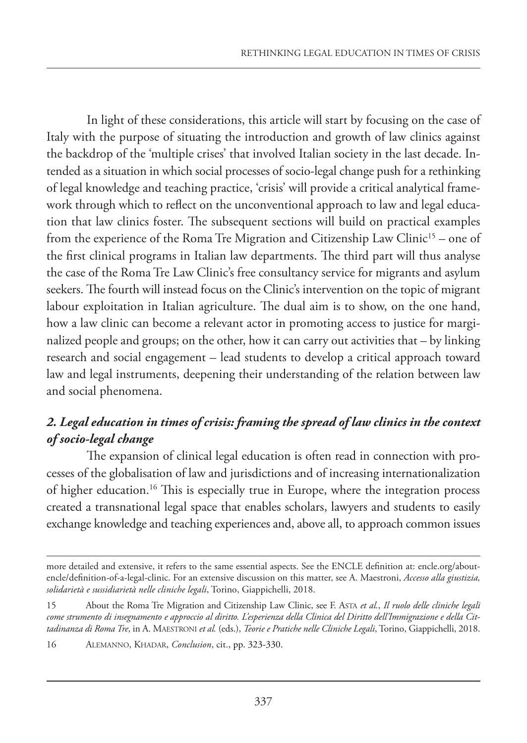In light of these considerations, this article will start by focusing on the case of Italy with the purpose of situating the introduction and growth of law clinics against the backdrop of the 'multiple crises' that involved Italian society in the last decade. Intended as a situation in which social processes of socio-legal change push for a rethinking of legal knowledge and teaching practice, 'crisis' will provide a critical analytical framework through which to reflect on the unconventional approach to law and legal education that law clinics foster. The subsequent sections will build on practical examples from the experience of the Roma Tre Migration and Citizenship Law Clinic[15] – one of the first clinical programs in Italian law departments. The third part will thus analyse the case of the Roma Tre Law Clinic's free consultancy service for migrants and asylum seekers. The fourth will instead focus on the Clinic's intervention on the topic of migrant labour exploitation in Italian agriculture. The dual aim is to show, on the one hand, how a law clinic can become a relevant actor in promoting access to justice for marginalized people and groups; on the other, how it can carry out activities that – by linking research and social engagement – lead students to develop a critical approach toward law and legal instruments, deepening their understanding of the relation between law and social phenomena.

## *2. Legal education in times of crisis: framing the spread of law clinics in the context of socio-legal change*

The expansion of clinical legal education is often read in connection with processes of the globalisation of law and jurisdictions and of increasing internationalization of higher education.[16] This is especially true in Europe, where the integration process created a transnational legal space that enables scholars, lawyers and students to easily exchange knowledge and teaching experiences and, above all, to approach common issues

---

more detailed and extensive, it refers to the same essential aspects. See the ENCLE definition at: encle.org/about-encle/definition-of-a-legal-clinic. For an extensive discussion on this matter, see A. Maestroni, *Accesso alla giustizia, solidarietà e sussidiarietà nelle cliniche legali*, Torino, Giappichelli, 2018.

15 About the Roma Tre Migration and Citizenship Law Clinic, see F. Asta *et al.*, *Il ruolo delle cliniche legali come strumento di insegnamento e approccio al diritto. L'esperienza della Clinica del Diritto dell'Immigrazione e della Cittadinanza di Roma Tre*, in A. Maestroni *et al.* (eds.), *Teorie e Pratiche nelle Cliniche Legali*, Torino, Giappichelli, 2018.

16 Alemanno, Khadar, *Conclusion*, cit., pp. 323-330.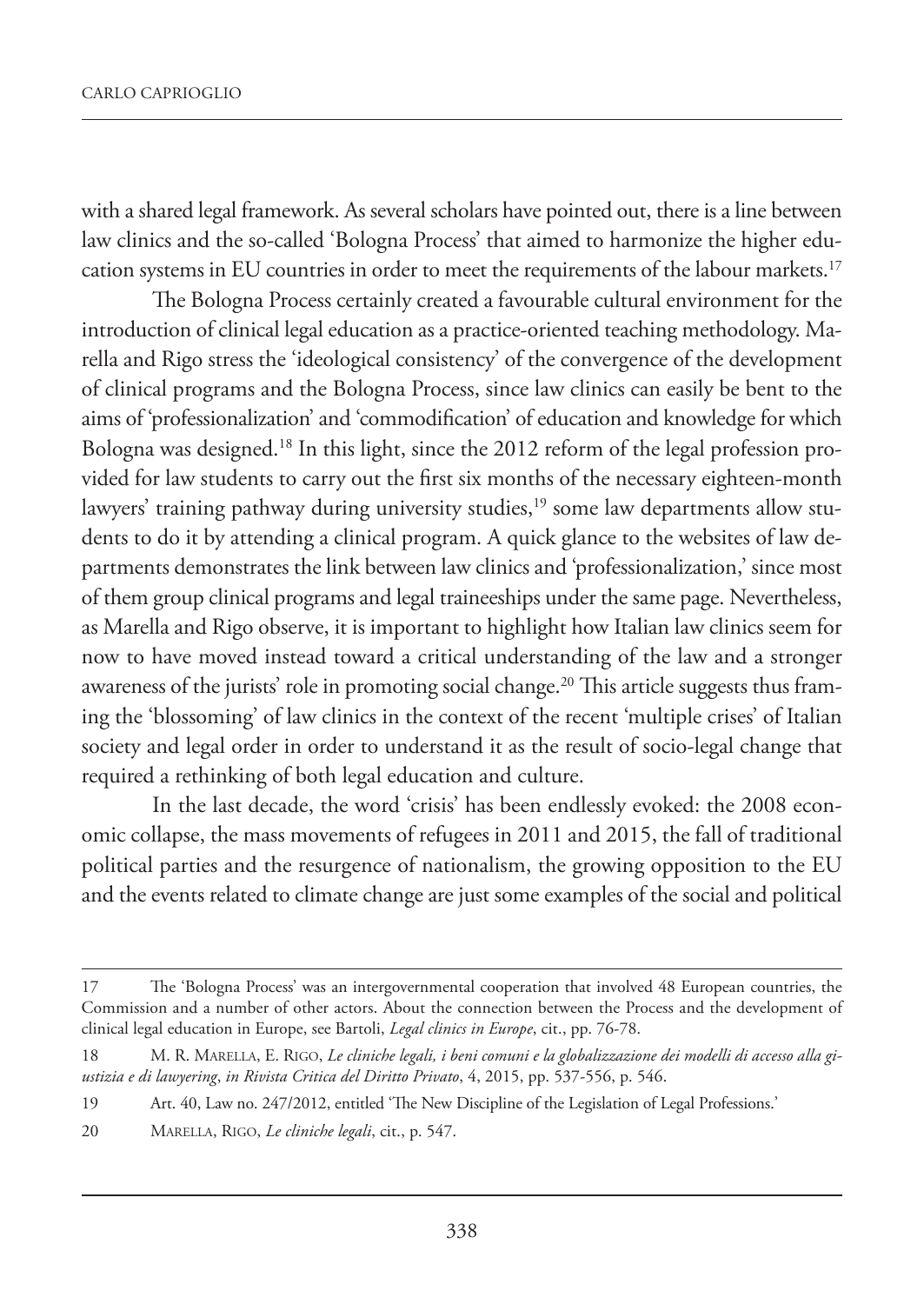with a shared legal framework. As several scholars have pointed out, there is a line between law clinics and the so-called 'Bologna Process' that aimed to harmonize the higher education systems in EU countries in order to meet the requirements of the labour markets.[17]

The Bologna Process certainly created a favourable cultural environment for the introduction of clinical legal education as a practice-oriented teaching methodology. Marella and Rigo stress the 'ideological consistency' of the convergence of the development of clinical programs and the Bologna Process, since law clinics can easily be bent to the aims of 'professionalization' and 'commodification' of education and knowledge for which Bologna was designed.[18] In this light, since the 2012 reform of the legal profession provided for law students to carry out the first six months of the necessary eighteen-month lawyers' training pathway during university studies,[19] some law departments allow students to do it by attending a clinical program. A quick glance to the websites of law departments demonstrates the link between law clinics and 'professionalization,' since most of them group clinical programs and legal traineeships under the same page. Nevertheless, as Marella and Rigo observe, it is important to highlight how Italian law clinics seem for now to have moved instead toward a critical understanding of the law and a stronger awareness of the jurists' role in promoting social change.[20] This article suggests thus framing the 'blossoming' of law clinics in the context of the recent 'multiple crises' of Italian society and legal order in order to understand it as the result of socio-legal change that required a rethinking of both legal education and culture.

In the last decade, the word 'crisis' has been endlessly evoked: the 2008 economic collapse, the mass movements of refugees in 2011 and 2015, the fall of traditional political parties and the resurgence of nationalism, the growing opposition to the EU and the events related to climate change are just some examples of the social and political

---

17 The 'Bologna Process' was an intergovernmental cooperation that involved 48 European countries, the Commission and a number of other actors. About the connection between the Process and the development of clinical legal education in Europe, see Bartoli, *Legal clinics in Europe*, cit., pp. 76-78.

18 M. R. Marella, E. Rigo, *Le cliniche legali, i beni comuni e la globalizzazione dei modelli di accesso alla giustizia e di lawyering*, *in Rivista Critica del Diritto Privato*, 4, 2015, pp. 537-556, p. 546.

19 Art. 40, Law no. 247/2012, entitled 'The New Discipline of the Legislation of Legal Professions.'

20 Marella, Rigo, *Le cliniche legali*, cit., p. 547.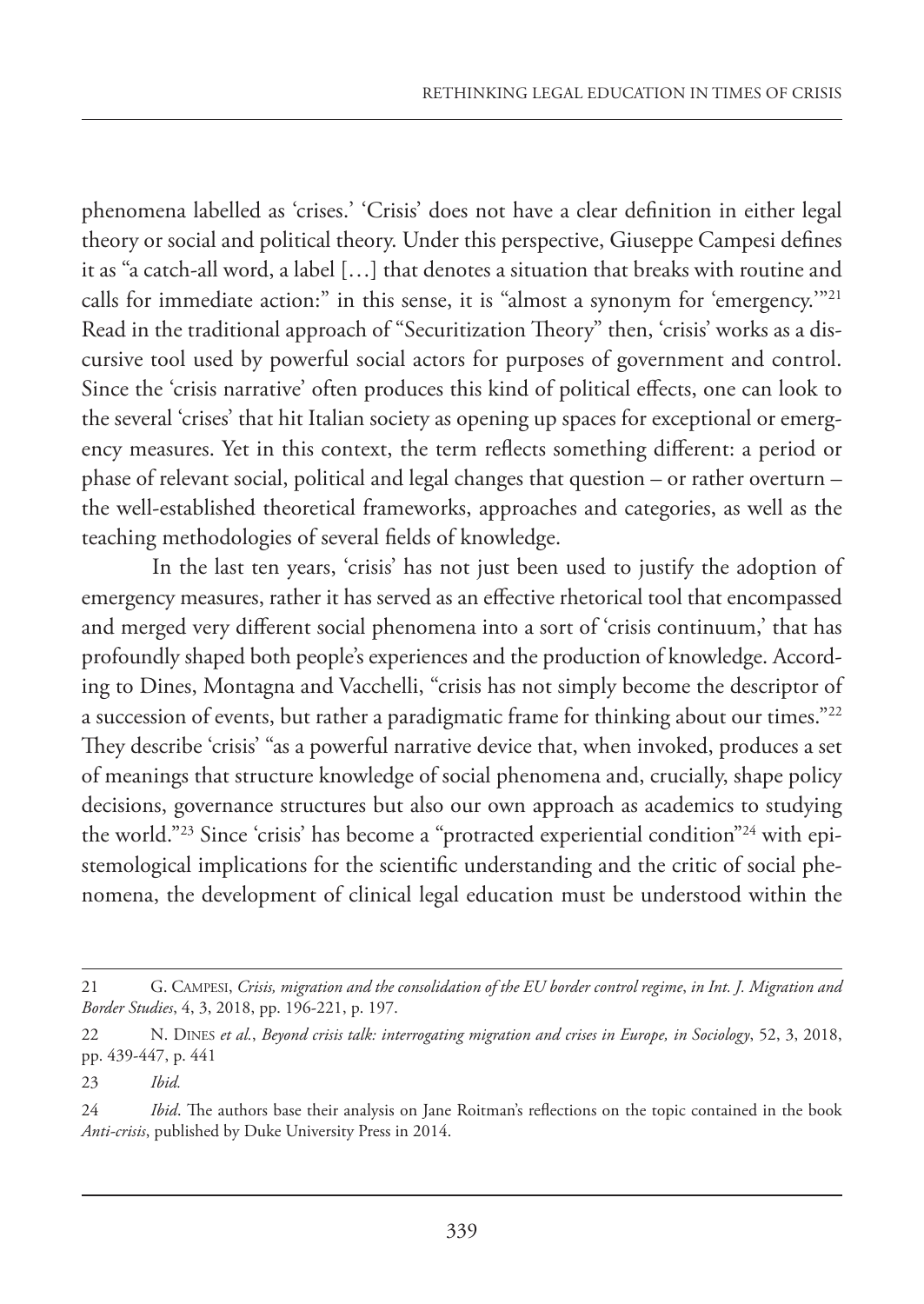phenomena labelled as 'crises.' 'Crisis' does not have a clear definition in either legal theory or social and political theory. Under this perspective, Giuseppe Campesi defines it as "a catch-all word, a label […] that denotes a situation that breaks with routine and calls for immediate action:" in this sense, it is "almost a synonym for 'emergency.'"[21] Read in the traditional approach of "Securitization Theory" then, 'crisis' works as a discursive tool used by powerful social actors for purposes of government and control. Since the 'crisis narrative' often produces this kind of political effects, one can look to the several 'crises' that hit Italian society as opening up spaces for exceptional or emergency measures. Yet in this context, the term reflects something different: a period or phase of relevant social, political and legal changes that question – or rather overturn – the well-established theoretical frameworks, approaches and categories, as well as the teaching methodologies of several fields of knowledge.

In the last ten years, 'crisis' has not just been used to justify the adoption of emergency measures, rather it has served as an effective rhetorical tool that encompassed and merged very different social phenomena into a sort of 'crisis continuum,' that has profoundly shaped both people's experiences and the production of knowledge. According to Dines, Montagna and Vacchelli, "crisis has not simply become the descriptor of a succession of events, but rather a paradigmatic frame for thinking about our times."[22] They describe 'crisis' "as a powerful narrative device that, when invoked, produces a set of meanings that structure knowledge of social phenomena and, crucially, shape policy decisions, governance structures but also our own approach as academics to studying the world."[23] Since 'crisis' has become a "protracted experiential condition"[24] with epistemological implications for the scientific understanding and the critic of social phenomena, the development of clinical legal education must be understood within the

---

21 G. Campesi, *Crisis, migration and the consolidation of the EU border control regime*, *in Int. J. Migration and Border Studies*, 4, 3, 2018, pp. 196-221, p. 197.

22 N. Dines *et al.*, *Beyond crisis talk: interrogating migration and crises in Europe, in Sociology*, 52, 3, 2018, pp. 439-447, p. 441

23 *Ibid.*

24 *Ibid*. The authors base their analysis on Jane Roitman's reflections on the topic contained in the book *Anti-crisis*, published by Duke University Press in 2014.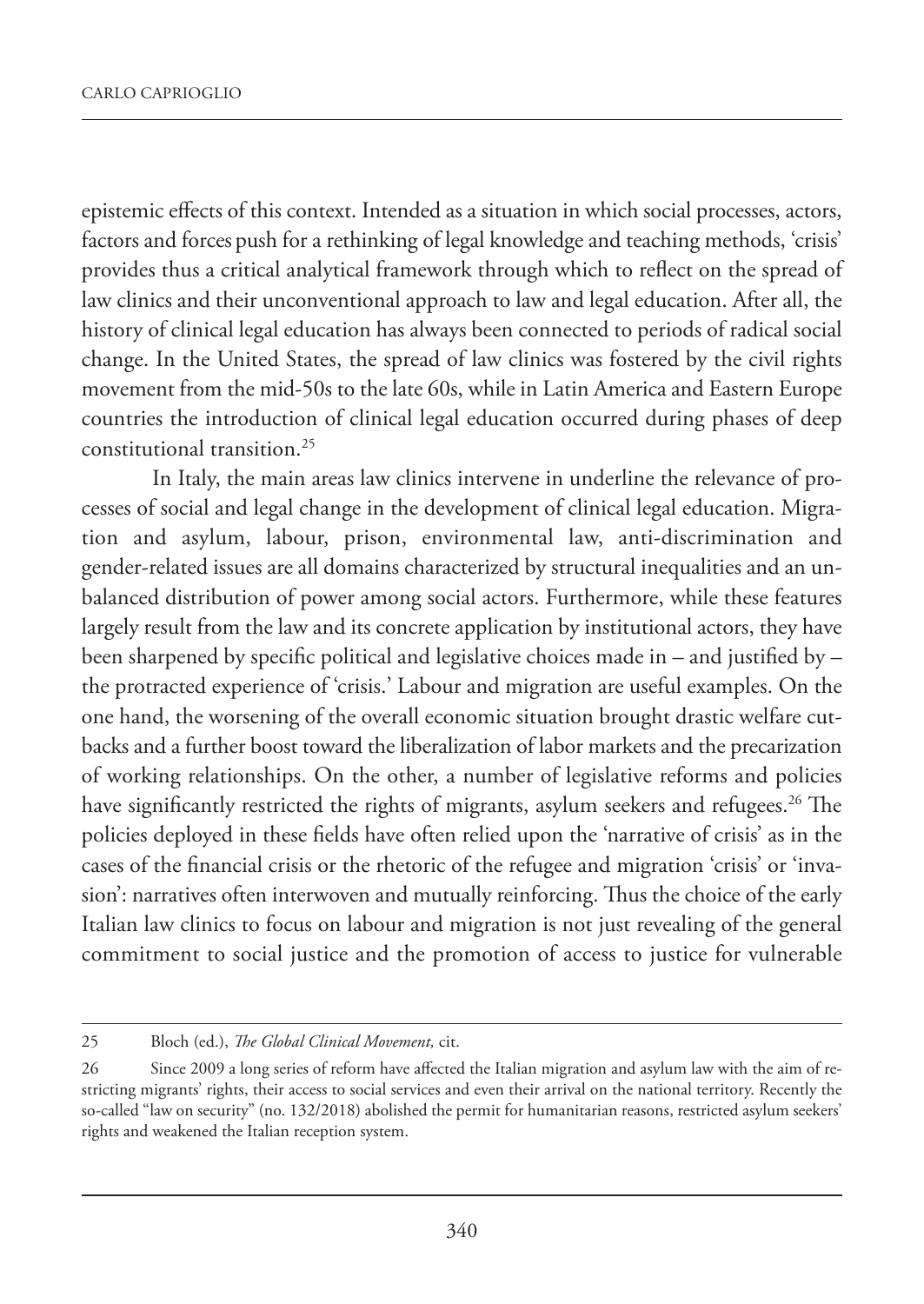epistemic effects of this context. Intended as a situation in which social processes, actors, factors and forces push for a rethinking of legal knowledge and teaching methods, 'crisis' provides thus a critical analytical framework through which to reflect on the spread of law clinics and their unconventional approach to law and legal education. After all, the history of clinical legal education has always been connected to periods of radical social change. In the United States, the spread of law clinics was fostered by the civil rights movement from the mid-50s to the late 60s, while in Latin America and Eastern Europe countries the introduction of clinical legal education occurred during phases of deep constitutional transition.[25]

In Italy, the main areas law clinics intervene in underline the relevance of processes of social and legal change in the development of clinical legal education. Migration and asylum, labour, prison, environmental law, anti-discrimination and gender-related issues are all domains characterized by structural inequalities and an unbalanced distribution of power among social actors. Furthermore, while these features largely result from the law and its concrete application by institutional actors, they have been sharpened by specific political and legislative choices made in – and justified by – the protracted experience of 'crisis.' Labour and migration are useful examples. On the one hand, the worsening of the overall economic situation brought drastic welfare cutbacks and a further boost toward the liberalization of labor markets and the precarization of working relationships. On the other, a number of legislative reforms and policies have significantly restricted the rights of migrants, asylum seekers and refugees.[26] The policies deployed in these fields have often relied upon the 'narrative of crisis' as in the cases of the financial crisis or the rhetoric of the refugee and migration 'crisis' or 'invasion': narratives often interwoven and mutually reinforcing. Thus the choice of the early Italian law clinics to focus on labour and migration is not just revealing of the general commitment to social justice and the promotion of access to justice for vulnerable

---

25 Bloch (ed.), *The Global Clinical Movement,* cit.

26 Since 2009 a long series of reform have affected the Italian migration and asylum law with the aim of restricting migrants' rights, their access to social services and even their arrival on the national territory. Recently the so-called "law on security" (no. 132/2018) abolished the permit for humanitarian reasons, restricted asylum seekers' rights and weakened the Italian reception system.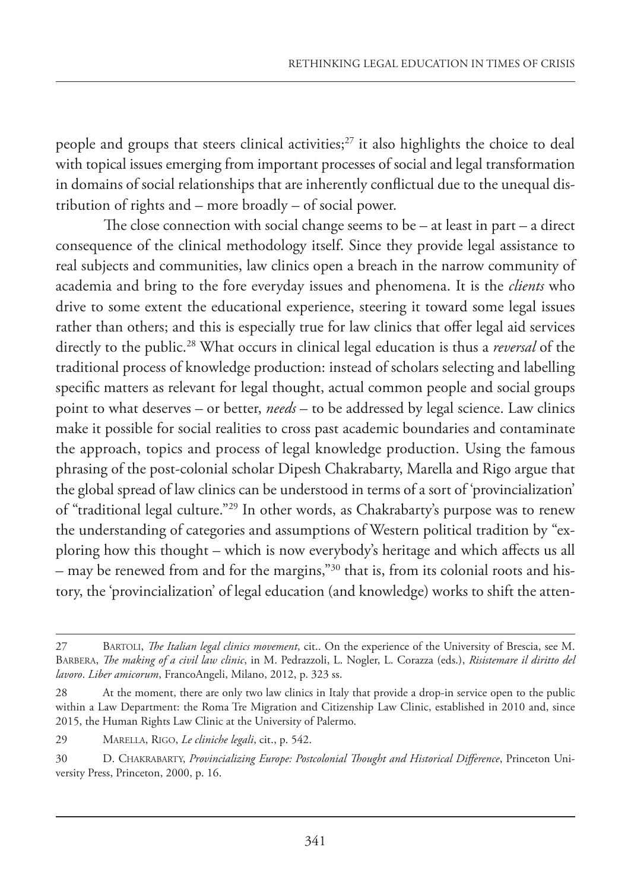people and groups that steers clinical activities;[27] it also highlights the choice to deal with topical issues emerging from important processes of social and legal transformation in domains of social relationships that are inherently conflictual due to the unequal distribution of rights and – more broadly – of social power.

The close connection with social change seems to be – at least in part – a direct consequence of the clinical methodology itself. Since they provide legal assistance to real subjects and communities, law clinics open a breach in the narrow community of academia and bring to the fore everyday issues and phenomena. It is the *clients* who drive to some extent the educational experience, steering it toward some legal issues rather than others; and this is especially true for law clinics that offer legal aid services directly to the public.[28] What occurs in clinical legal education is thus a *reversal* of the traditional process of knowledge production: instead of scholars selecting and labelling specific matters as relevant for legal thought, actual common people and social groups point to what deserves – or better, *needs* – to be addressed by legal science. Law clinics make it possible for social realities to cross past academic boundaries and contaminate the approach, topics and process of legal knowledge production. Using the famous phrasing of the post-colonial scholar Dipesh Chakrabarty, Marella and Rigo argue that the global spread of law clinics can be understood in terms of a sort of 'provincialization' of "traditional legal culture."[29] In other words, as Chakrabarty's purpose was to renew the understanding of categories and assumptions of Western political tradition by "exploring how this thought – which is now everybody's heritage and which affects us all – may be renewed from and for the margins,"[30] that is, from its colonial roots and history, the 'provincialization' of legal education (and knowledge) works to shift the atten-

---

27 Bartoli, *The Italian legal clinics movement*, cit.. On the experience of the University of Brescia, see M. Barbera, *The making of a civil law clinic*, in M. Pedrazzoli, L. Nogler, L. Corazza (eds.), *Risistemare il diritto del lavoro*. *Liber amicorum*, FrancoAngeli, Milano, 2012, p. 323 ss.

28 At the moment, there are only two law clinics in Italy that provide a drop-in service open to the public within a Law Department: the Roma Tre Migration and Citizenship Law Clinic, established in 2010 and, since 2015, the Human Rights Law Clinic at the University of Palermo.

29 Marella, Rigo, *Le cliniche legali*, cit., p. 542.

30 D. Chakrabarty, *Provincializing Europe: Postcolonial Thought and Historical Difference*, Princeton University Press, Princeton, 2000, p. 16.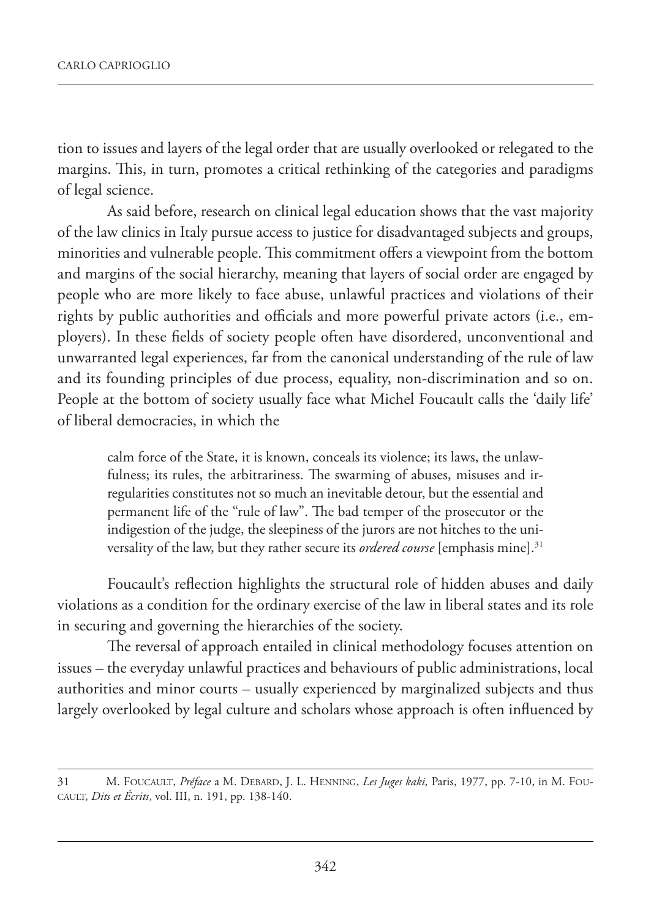tion to issues and layers of the legal order that are usually overlooked or relegated to the margins. This, in turn, promotes a critical rethinking of the categories and paradigms of legal science.

As said before, research on clinical legal education shows that the vast majority of the law clinics in Italy pursue access to justice for disadvantaged subjects and groups, minorities and vulnerable people. This commitment offers a viewpoint from the bottom and margins of the social hierarchy, meaning that layers of social order are engaged by people who are more likely to face abuse, unlawful practices and violations of their rights by public authorities and officials and more powerful private actors (i.e., employers). In these fields of society people often have disordered, unconventional and unwarranted legal experiences, far from the canonical understanding of the rule of law and its founding principles of due process, equality, non-discrimination and so on. People at the bottom of society usually face what Michel Foucault calls the 'daily life' of liberal democracies, in which the

> calm force of the State, it is known, conceals its violence; its laws, the unlawfulness; its rules, the arbitrariness. The swarming of abuses, misuses and irregularities constitutes not so much an inevitable detour, but the essential and permanent life of the "rule of law". The bad temper of the prosecutor or the indigestion of the judge, the sleepiness of the jurors are not hitches to the universality of the law, but they rather secure its *ordered course* [emphasis mine].[31]

Foucault's reflection highlights the structural role of hidden abuses and daily violations as a condition for the ordinary exercise of the law in liberal states and its role in securing and governing the hierarchies of the society.

The reversal of approach entailed in clinical methodology focuses attention on issues – the everyday unlawful practices and behaviours of public administrations, local authorities and minor courts – usually experienced by marginalized subjects and thus largely overlooked by legal culture and scholars whose approach is often influenced by

---

31 M. Foucault, *Préface* a M. Debard, J. L. Henning, *Les Juges kaki,* Paris, 1977, pp. 7-10, in M. Foucault, *Dits et Écrits*, vol. III, n. 191, pp. 138-140.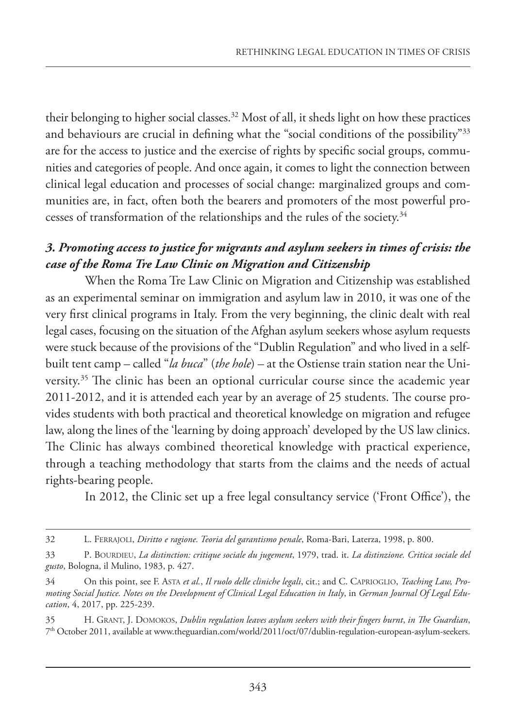their belonging to higher social classes.[32] Most of all, it sheds light on how these practices and behaviours are crucial in defining what the "social conditions of the possibility"[33] are for the access to justice and the exercise of rights by specific social groups, communities and categories of people. And once again, it comes to light the connection between clinical legal education and processes of social change: marginalized groups and communities are, in fact, often both the bearers and promoters of the most powerful processes of transformation of the relationships and the rules of the society.[34]

### *3. Promoting access to justice for migrants and asylum seekers in times of crisis: the case of the Roma Tre Law Clinic on Migration and Citizenship*

When the Roma Tre Law Clinic on Migration and Citizenship was established as an experimental seminar on immigration and asylum law in 2010, it was one of the very first clinical programs in Italy. From the very beginning, the clinic dealt with real legal cases, focusing on the situation of the Afghan asylum seekers whose asylum requests were stuck because of the provisions of the "Dublin Regulation" and who lived in a self-built tent camp – called "*la buca*" (*the hole*) – at the Ostiense train station near the University.[35] The clinic has been an optional curricular course since the academic year 2011-2012, and it is attended each year by an average of 25 students. The course provides students with both practical and theoretical knowledge on migration and refugee law, along the lines of the 'learning by doing approach' developed by the US law clinics. The Clinic has always combined theoretical knowledge with practical experience, through a teaching methodology that starts from the claims and the needs of actual rights-bearing people.

In 2012, the Clinic set up a free legal consultancy service ('Front Office'), the

---

32 L. Ferrajoli, *Diritto e ragione. Teoria del garantismo penale*, Roma-Bari, Laterza, 1998, p. 800.

33 P. Bourdieu, *La distinction: critique sociale du jugement*, 1979, trad. it. *La distinzione. Critica sociale del gusto*, Bologna, il Mulino, 1983, p. 427.

34 On this point, see F. Asta *et al.*, *Il ruolo delle cliniche legali*, cit.; and C. Caprioglio, *Teaching Law, Promoting Social Justice. Notes on the Development of Clinical Legal Education in Italy*, in *German Journal Of Legal Education*, 4, 2017, pp. 225-239.

35 H. Grant, J. Domokos, *Dublin regulation leaves asylum seekers with their fingers burnt*, *in The Guardian*, 7th October 2011, available at www.theguardian.com/world/2011/oct/07/dublin-regulation-european-asylum-seekers.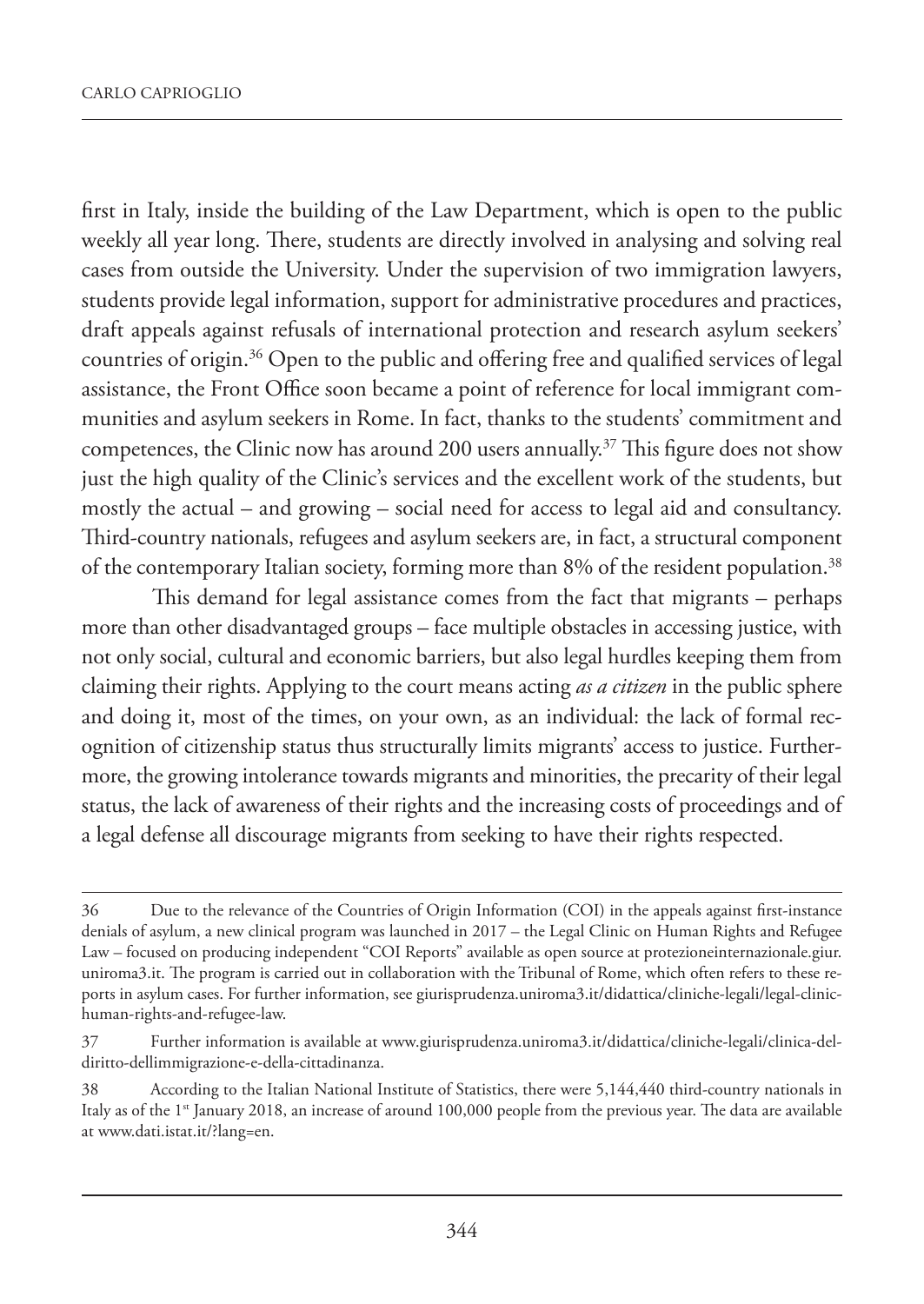first in Italy, inside the building of the Law Department, which is open to the public weekly all year long. There, students are directly involved in analysing and solving real cases from outside the University. Under the supervision of two immigration lawyers, students provide legal information, support for administrative procedures and practices, draft appeals against refusals of international protection and research asylum seekers' countries of origin.[36] Open to the public and offering free and qualified services of legal assistance, the Front Office soon became a point of reference for local immigrant communities and asylum seekers in Rome. In fact, thanks to the students' commitment and competences, the Clinic now has around 200 users annually.[37] This figure does not show just the high quality of the Clinic's services and the excellent work of the students, but mostly the actual – and growing – social need for access to legal aid and consultancy. Third-country nationals, refugees and asylum seekers are, in fact, a structural component of the contemporary Italian society, forming more than 8% of the resident population.[38]

This demand for legal assistance comes from the fact that migrants – perhaps more than other disadvantaged groups – face multiple obstacles in accessing justice, with not only social, cultural and economic barriers, but also legal hurdles keeping them from claiming their rights. Applying to the court means acting *as a citizen* in the public sphere and doing it, most of the times, on your own, as an individual: the lack of formal recognition of citizenship status thus structurally limits migrants' access to justice. Furthermore, the growing intolerance towards migrants and minorities, the precarity of their legal status, the lack of awareness of their rights and the increasing costs of proceedings and of a legal defense all discourage migrants from seeking to have their rights respected.

---

36 Due to the relevance of the Countries of Origin Information (COI) in the appeals against first-instance denials of asylum, a new clinical program was launched in 2017 – the Legal Clinic on Human Rights and Refugee Law – focused on producing independent "COI Reports" available as open source at protezioneinternazionale.giur.uniroma3.it. The program is carried out in collaboration with the Tribunal of Rome, which often refers to these reports in asylum cases. For further information, see giurisprudenza.uniroma3.it/didattica/cliniche-legali/legal-clinic-human-rights-and-refugee-law.

37 Further information is available at www.giurisprudenza.uniroma3.it/didattica/cliniche-legali/clinica-del-diritto-dellimmigrazione-e-della-cittadinanza.

38 According to the Italian National Institute of Statistics, there were 5,144,440 third-country nationals in Italy as of the 1st January 2018, an increase of around 100,000 people from the previous year. The data are available at www.dati.istat.it/?lang=en.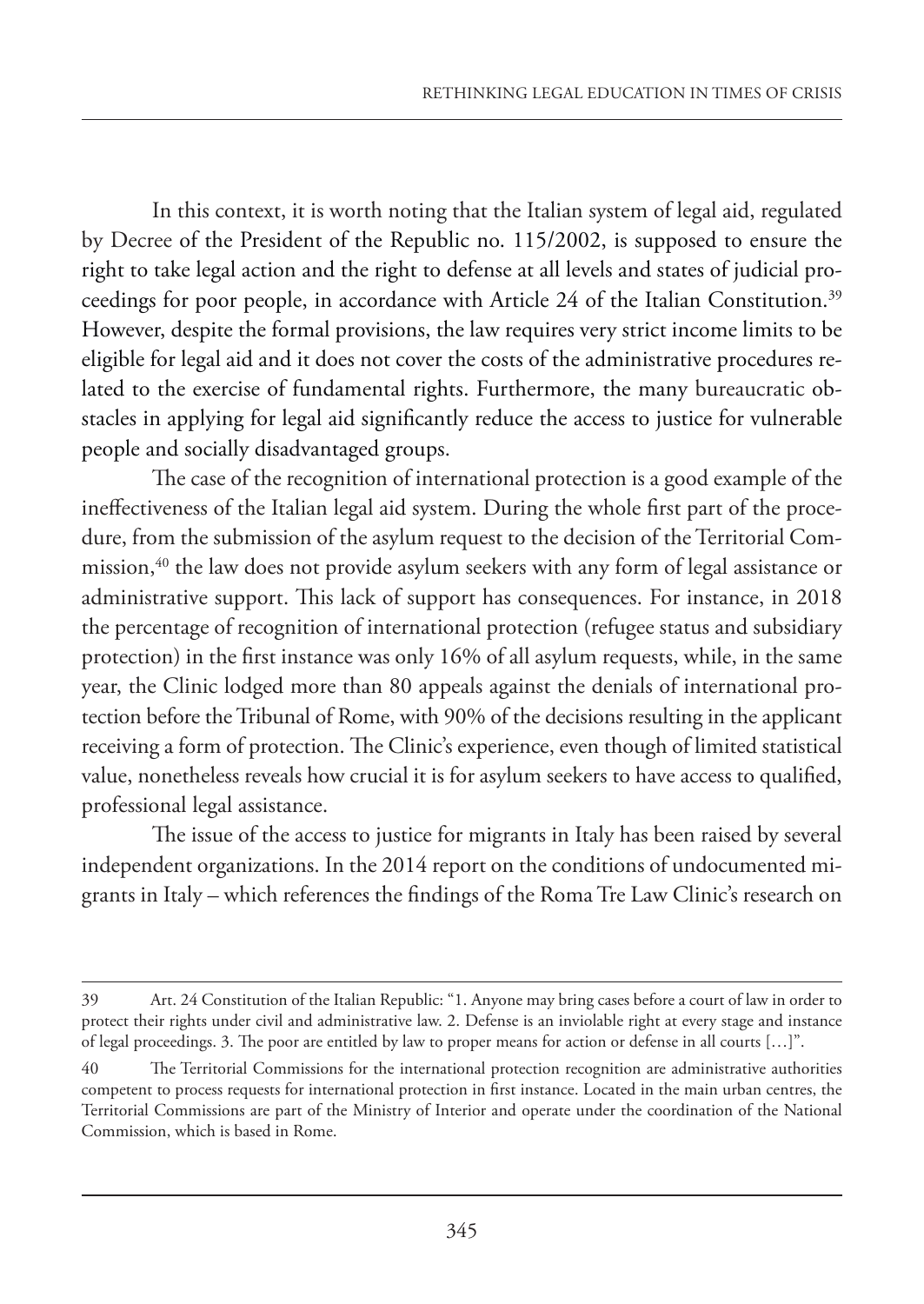In this context, it is worth noting that the Italian system of legal aid, regulated by Decree of the President of the Republic no. 115/2002, is supposed to ensure the right to take legal action and the right to defense at all levels and states of judicial proceedings for poor people, in accordance with Article 24 of the Italian Constitution.[39] However, despite the formal provisions, the law requires very strict income limits to be eligible for legal aid and it does not cover the costs of the administrative procedures related to the exercise of fundamental rights. Furthermore, the many bureaucratic obstacles in applying for legal aid significantly reduce the access to justice for vulnerable people and socially disadvantaged groups.

The case of the recognition of international protection is a good example of the ineffectiveness of the Italian legal aid system. During the whole first part of the procedure, from the submission of the asylum request to the decision of the Territorial Commission,[40] the law does not provide asylum seekers with any form of legal assistance or administrative support. This lack of support has consequences. For instance, in 2018 the percentage of recognition of international protection (refugee status and subsidiary protection) in the first instance was only 16% of all asylum requests, while, in the same year, the Clinic lodged more than 80 appeals against the denials of international protection before the Tribunal of Rome, with 90% of the decisions resulting in the applicant receiving a form of protection. The Clinic's experience, even though of limited statistical value, nonetheless reveals how crucial it is for asylum seekers to have access to qualified, professional legal assistance.

The issue of the access to justice for migrants in Italy has been raised by several independent organizations. In the 2014 report on the conditions of undocumented migrants in Italy – which references the findings of the Roma Tre Law Clinic's research on

---

39 Art. 24 Constitution of the Italian Republic: "1. Anyone may bring cases before a court of law in order to protect their rights under civil and administrative law. 2. Defense is an inviolable right at every stage and instance of legal proceedings. 3. The poor are entitled by law to proper means for action or defense in all courts […]".

40 The Territorial Commissions for the international protection recognition are administrative authorities competent to process requests for international protection in first instance. Located in the main urban centres, the Territorial Commissions are part of the Ministry of Interior and operate under the coordination of the National Commission, which is based in Rome.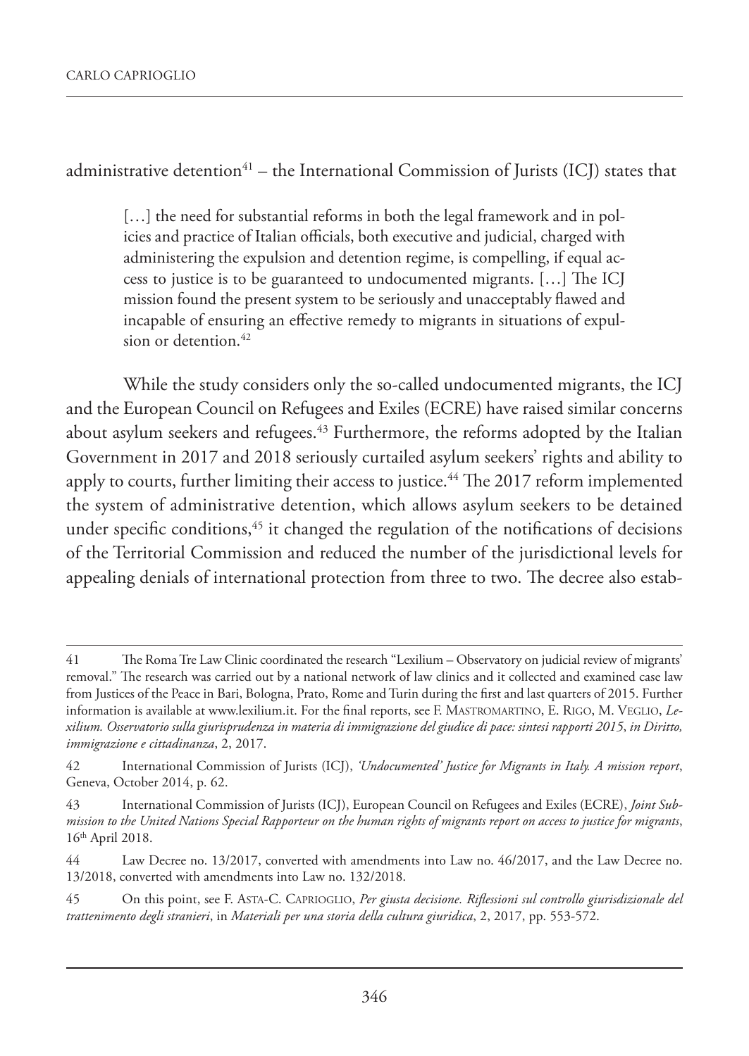administrative detention[41] – the International Commission of Jurists (ICJ) states that

> […] the need for substantial reforms in both the legal framework and in policies and practice of Italian officials, both executive and judicial, charged with administering the expulsion and detention regime, is compelling, if equal access to justice is to be guaranteed to undocumented migrants. […] The ICJ mission found the present system to be seriously and unacceptably flawed and incapable of ensuring an effective remedy to migrants in situations of expulsion or detention.[42]

While the study considers only the so-called undocumented migrants, the ICJ and the European Council on Refugees and Exiles (ECRE) have raised similar concerns about asylum seekers and refugees.[43] Furthermore, the reforms adopted by the Italian Government in 2017 and 2018 seriously curtailed asylum seekers' rights and ability to apply to courts, further limiting their access to justice.[44] The 2017 reform implemented the system of administrative detention, which allows asylum seekers to be detained under specific conditions,[45] it changed the regulation of the notifications of decisions of the Territorial Commission and reduced the number of the jurisdictional levels for appealing denials of international protection from three to two. The decree also estab-

---

41 The Roma Tre Law Clinic coordinated the research "Lexilium – Observatory on judicial review of migrants' removal." The research was carried out by a national network of law clinics and it collected and examined case law from Justices of the Peace in Bari, Bologna, Prato, Rome and Turin during the first and last quarters of 2015. Further information is available at www.lexilium.it. For the final reports, see F. Mastromartino, E. Rigo, M. Veglio, *Lexilium. Osservatorio sulla giurisprudenza in materia di immigrazione del giudice di pace: sintesi rapporti 2015*, *in Diritto, immigrazione e cittadinanza*, 2, 2017.

42 International Commission of Jurists (ICJ), *'Undocumented' Justice for Migrants in Italy. A mission report*, Geneva, October 2014, p. 62.

43 International Commission of Jurists (ICJ), European Council on Refugees and Exiles (ECRE), *Joint Submission to the United Nations Special Rapporteur on the human rights of migrants report on access to justice for migrants*, 16th April 2018.

44 Law Decree no. 13/2017, converted with amendments into Law no. 46/2017, and the Law Decree no. 13/2018, converted with amendments into Law no. 132/2018.

45 On this point, see F. Asta-C. Caprioglio, *Per giusta decisione. Riflessioni sul controllo giurisdizionale del trattenimento degli stranieri*, in *Materiali per una storia della cultura giuridica*, 2, 2017, pp. 553-572.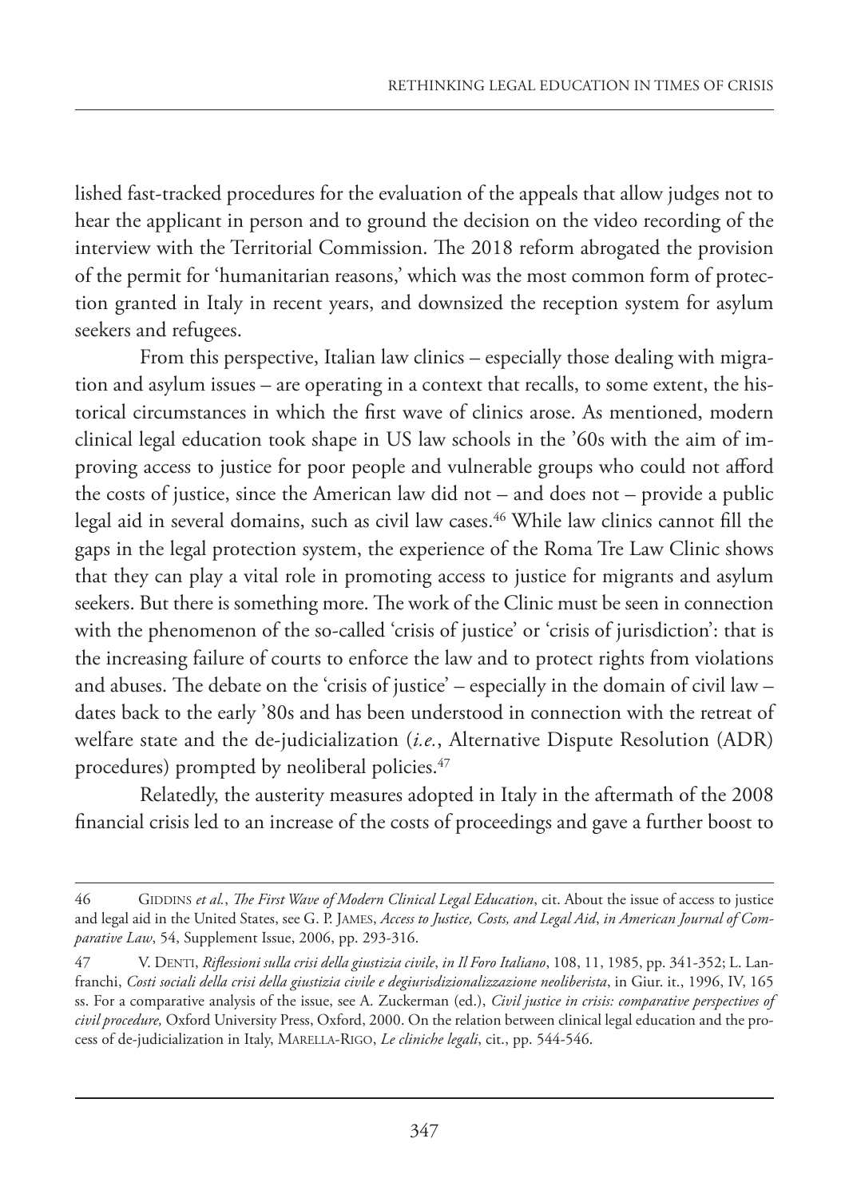lished fast-tracked procedures for the evaluation of the appeals that allow judges not to hear the applicant in person and to ground the decision on the video recording of the interview with the Territorial Commission. The 2018 reform abrogated the provision of the permit for 'humanitarian reasons,' which was the most common form of protection granted in Italy in recent years, and downsized the reception system for asylum seekers and refugees.

From this perspective, Italian law clinics – especially those dealing with migration and asylum issues – are operating in a context that recalls, to some extent, the historical circumstances in which the first wave of clinics arose. As mentioned, modern clinical legal education took shape in US law schools in the '60s with the aim of improving access to justice for poor people and vulnerable groups who could not afford the costs of justice, since the American law did not – and does not – provide a public legal aid in several domains, such as civil law cases.[46] While law clinics cannot fill the gaps in the legal protection system, the experience of the Roma Tre Law Clinic shows that they can play a vital role in promoting access to justice for migrants and asylum seekers. But there is something more. The work of the Clinic must be seen in connection with the phenomenon of the so-called 'crisis of justice' or 'crisis of jurisdiction': that is the increasing failure of courts to enforce the law and to protect rights from violations and abuses. The debate on the 'crisis of justice' – especially in the domain of civil law – dates back to the early '80s and has been understood in connection with the retreat of welfare state and the de-judicialization (*i.e.*, Alternative Dispute Resolution (ADR) procedures) prompted by neoliberal policies.[47]

Relatedly, the austerity measures adopted in Italy in the aftermath of the 2008 financial crisis led to an increase of the costs of proceedings and gave a further boost to

---

46 Giddins *et al.*, *The First Wave of Modern Clinical Legal Education*, cit. About the issue of access to justice and legal aid in the United States, see G. P. James, *Access to Justice, Costs, and Legal Aid*, *in American Journal of Comparative Law*, 54, Supplement Issue, 2006, pp. 293-316.

47 V. Denti, *Riflessioni sulla crisi della giustizia civile*, *in Il Foro Italiano*, 108, 11, 1985, pp. 341-352; L. Lanfranchi, *Costi sociali della crisi della giustizia civile e degiurisdizionalizzazione neoliberista*, in Giur. it., 1996, IV, 165 ss. For a comparative analysis of the issue, see A. Zuckerman (ed.), *Civil justice in crisis: comparative perspectives of civil procedure,* Oxford University Press, Oxford, 2000. On the relation between clinical legal education and the process of de-judicialization in Italy, Marella-Rigo, *Le cliniche legali*, cit., pp. 544-546.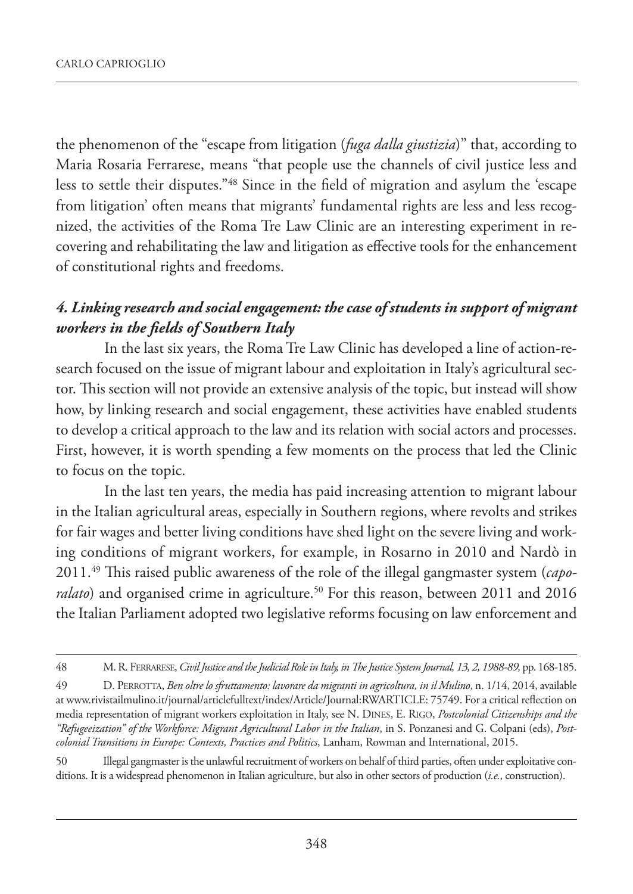the phenomenon of the "escape from litigation (*fuga dalla giustizia*)" that, according to Maria Rosaria Ferrarese, means "that people use the channels of civil justice less and less to settle their disputes."[48] Since in the field of migration and asylum the 'escape from litigation' often means that migrants' fundamental rights are less and less recognized, the activities of the Roma Tre Law Clinic are an interesting experiment in recovering and rehabilitating the law and litigation as effective tools for the enhancement of constitutional rights and freedoms.

### *4. Linking research and social engagement: the case of students in support of migrant workers in the fields of Southern Italy*

In the last six years, the Roma Tre Law Clinic has developed a line of action-research focused on the issue of migrant labour and exploitation in Italy's agricultural sector. This section will not provide an extensive analysis of the topic, but instead will show how, by linking research and social engagement, these activities have enabled students to develop a critical approach to the law and its relation with social actors and processes. First, however, it is worth spending a few moments on the process that led the Clinic to focus on the topic.

In the last ten years, the media has paid increasing attention to migrant labour in the Italian agricultural areas, especially in Southern regions, where revolts and strikes for fair wages and better living conditions have shed light on the severe living and working conditions of migrant workers, for example, in Rosarno in 2010 and Nardò in 2011.[49] This raised public awareness of the role of the illegal gangmaster system (*caporalato*) and organised crime in agriculture.[50] For this reason, between 2011 and 2016 the Italian Parliament adopted two legislative reforms focusing on law enforcement and

---

48 M. R. Ferrarese, *Civil Justice and the Judicial Role in Italy, in The Justice System Journal, 13, 2, 1988-89,* pp. 168-185.

49 D. Perrotta, *Ben oltre lo sfruttamento: lavorare da migranti in agricoltura, in il Mulino*, n. 1/14, 2014, available at www.rivistailmulino.it/journal/articlefulltext/index/Article/Journal:RWARTICLE: 75749. For a critical reflection on media representation of migrant workers exploitation in Italy, see N. Dines, E. Rigo, *Postcolonial Citizenships and the "Refugeeization" of the Workforce: Migrant Agricultural Labor in the Italian*, in S. Ponzanesi and G. Colpani (eds), *Postcolonial Transitions in Europe: Contexts, Practices and Politics*, Lanham, Rowman and International, 2015.

50 Illegal gangmaster is the unlawful recruitment of workers on behalf of third parties, often under exploitative conditions. It is a widespread phenomenon in Italian agriculture, but also in other sectors of production (*i.e.*, construction).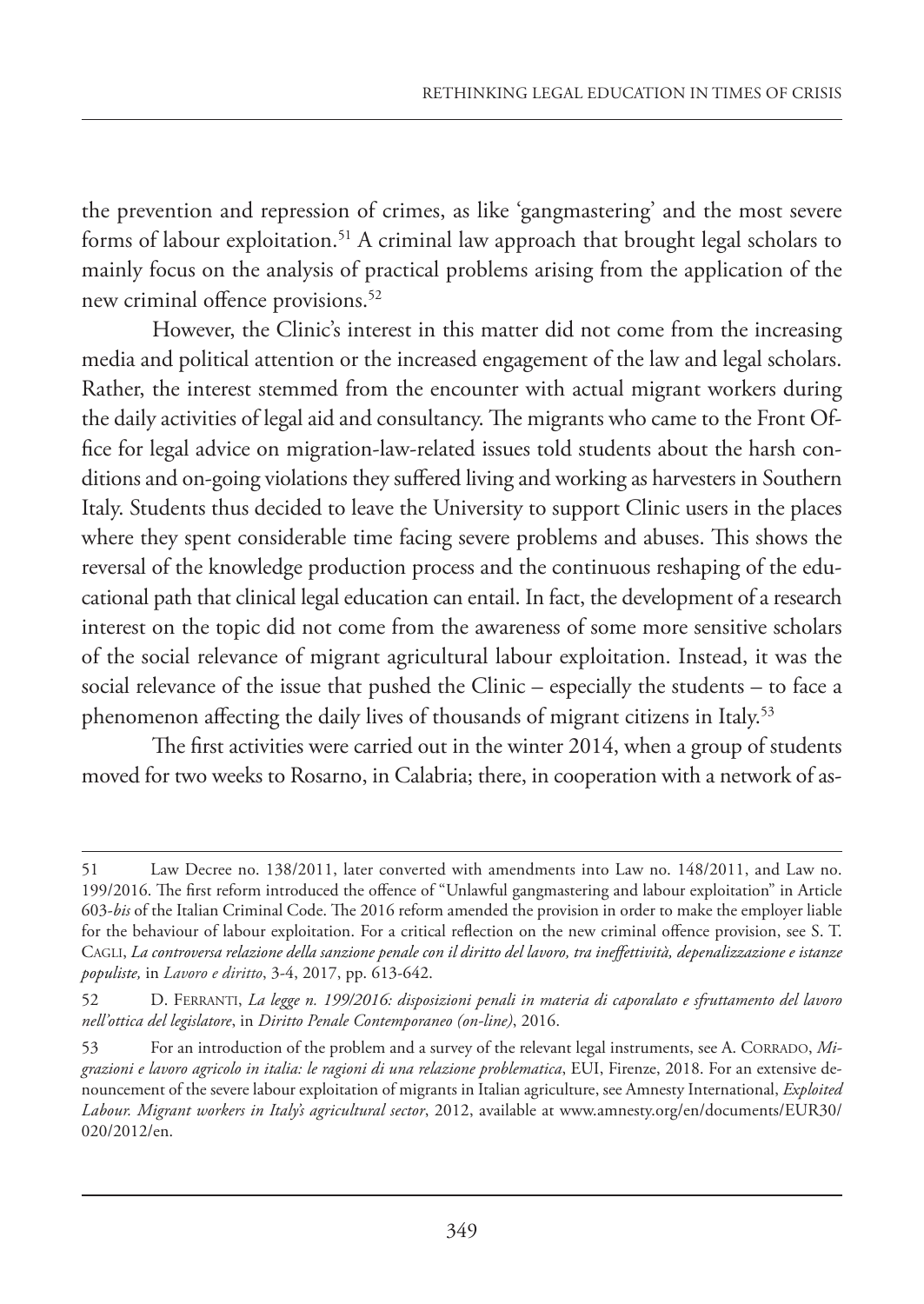the prevention and repression of crimes, as like 'gangmastering' and the most severe forms of labour exploitation.[51] A criminal law approach that brought legal scholars to mainly focus on the analysis of practical problems arising from the application of the new criminal offence provisions.[52]

However, the Clinic's interest in this matter did not come from the increasing media and political attention or the increased engagement of the law and legal scholars. Rather, the interest stemmed from the encounter with actual migrant workers during the daily activities of legal aid and consultancy. The migrants who came to the Front Office for legal advice on migration-law-related issues told students about the harsh conditions and on-going violations they suffered living and working as harvesters in Southern Italy. Students thus decided to leave the University to support Clinic users in the places where they spent considerable time facing severe problems and abuses. This shows the reversal of the knowledge production process and the continuous reshaping of the educational path that clinical legal education can entail. In fact, the development of a research interest on the topic did not come from the awareness of some more sensitive scholars of the social relevance of migrant agricultural labour exploitation. Instead, it was the social relevance of the issue that pushed the Clinic – especially the students – to face a phenomenon affecting the daily lives of thousands of migrant citizens in Italy.[53]

The first activities were carried out in the winter 2014, when a group of students moved for two weeks to Rosarno, in Calabria; there, in cooperation with a network of as-

---

51 Law Decree no. 138/2011, later converted with amendments into Law no. 148/2011, and Law no. 199/2016. The first reform introduced the offence of "Unlawful gangmastering and labour exploitation" in Article 603-*bis* of the Italian Criminal Code. The 2016 reform amended the provision in order to make the employer liable for the behaviour of labour exploitation. For a critical reflection on the new criminal offence provision, see S. T. Cagli, *La controversa relazione della sanzione penale con il diritto del lavoro, tra ineffettività, depenalizzazione e istanze populiste,* in *Lavoro e diritto*, 3-4, 2017, pp. 613-642.

52 D. Ferranti, *La legge n. 199/2016: disposizioni penali in materia di caporalato e sfruttamento del lavoro nell'ottica del legislatore*, in *Diritto Penale Contemporaneo (on-line)*, 2016.

53 For an introduction of the problem and a survey of the relevant legal instruments, see A. Corrado, *Migrazioni e lavoro agricolo in italia: le ragioni di una relazione problematica*, EUI, Firenze, 2018. For an extensive denouncement of the severe labour exploitation of migrants in Italian agriculture, see Amnesty International, *Exploited Labour. Migrant workers in Italy's agricultural sector*, 2012, available at www.amnesty.org/en/documents/EUR30/020/2012/en.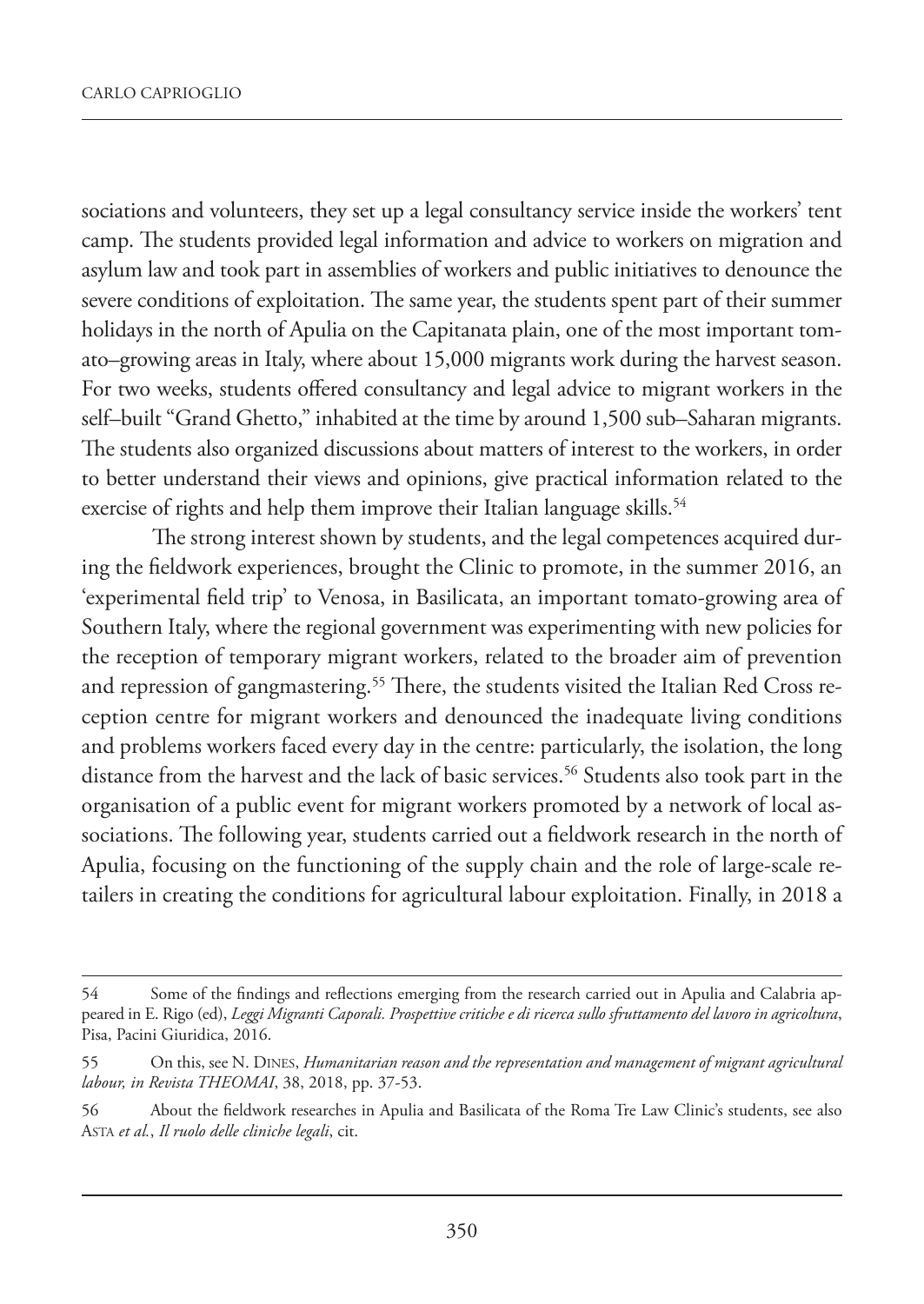sociations and volunteers, they set up a legal consultancy service inside the workers' tent camp. The students provided legal information and advice to workers on migration and asylum law and took part in assemblies of workers and public initiatives to denounce the severe conditions of exploitation. The same year, the students spent part of their summer holidays in the north of Apulia on the Capitanata plain, one of the most important tomato–growing areas in Italy, where about 15,000 migrants work during the harvest season. For two weeks, students offered consultancy and legal advice to migrant workers in the self–built "Grand Ghetto," inhabited at the time by around 1,500 sub–Saharan migrants. The students also organized discussions about matters of interest to the workers, in order to better understand their views and opinions, give practical information related to the exercise of rights and help them improve their Italian language skills.[54]

The strong interest shown by students, and the legal competences acquired during the fieldwork experiences, brought the Clinic to promote, in the summer 2016, an 'experimental field trip' to Venosa, in Basilicata, an important tomato-growing area of Southern Italy, where the regional government was experimenting with new policies for the reception of temporary migrant workers, related to the broader aim of prevention and repression of gangmastering.[55] There, the students visited the Italian Red Cross reception centre for migrant workers and denounced the inadequate living conditions and problems workers faced every day in the centre: particularly, the isolation, the long distance from the harvest and the lack of basic services.[56] Students also took part in the organisation of a public event for migrant workers promoted by a network of local associations. The following year, students carried out a fieldwork research in the north of Apulia, focusing on the functioning of the supply chain and the role of large-scale retailers in creating the conditions for agricultural labour exploitation. Finally, in 2018 a

---

54 Some of the findings and reflections emerging from the research carried out in Apulia and Calabria appeared in E. Rigo (ed), *Leggi Migranti Caporali. Prospettive critiche e di ricerca sullo sfruttamento del lavoro in agricoltura*, Pisa, Pacini Giuridica, 2016.

55 On this, see N. Dines, *Humanitarian reason and the representation and management of migrant agricultural labour, in Revista THEOMAI*, 38, 2018, pp. 37-53.

56 About the fieldwork researches in Apulia and Basilicata of the Roma Tre Law Clinic's students, see also Asta *et al.*, *Il ruolo delle cliniche legali*, cit.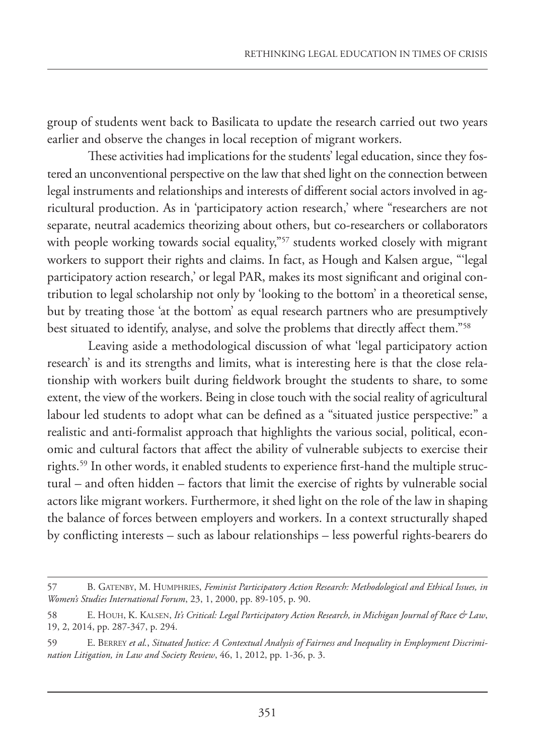group of students went back to Basilicata to update the research carried out two years earlier and observe the changes in local reception of migrant workers.

These activities had implications for the students' legal education, since they fostered an unconventional perspective on the law that shed light on the connection between legal instruments and relationships and interests of different social actors involved in agricultural production. As in 'participatory action research,' where "researchers are not separate, neutral academics theorizing about others, but co-researchers or collaborators with people working towards social equality,"[57] students worked closely with migrant workers to support their rights and claims. In fact, as Hough and Kalsen argue, "'legal participatory action research,' or legal PAR, makes its most significant and original contribution to legal scholarship not only by 'looking to the bottom' in a theoretical sense, but by treating those 'at the bottom' as equal research partners who are presumptively best situated to identify, analyse, and solve the problems that directly affect them."[58]

Leaving aside a methodological discussion of what 'legal participatory action research' is and its strengths and limits, what is interesting here is that the close relationship with workers built during fieldwork brought the students to share, to some extent, the view of the workers. Being in close touch with the social reality of agricultural labour led students to adopt what can be defined as a "situated justice perspective:" a realistic and anti-formalist approach that highlights the various social, political, economic and cultural factors that affect the ability of vulnerable subjects to exercise their rights.[59] In other words, it enabled students to experience first-hand the multiple structural – and often hidden – factors that limit the exercise of rights by vulnerable social actors like migrant workers. Furthermore, it shed light on the role of the law in shaping the balance of forces between employers and workers. In a context structurally shaped by conflicting interests – such as labour relationships – less powerful rights-bearers do

---

57 B. Gatenby, M. Humphries, *Feminist Participatory Action Research: Methodological and Ethical Issues, in Women's Studies International Forum*, 23, 1, 2000, pp. 89-105, p. 90.

58 E. Houh, K. Kalsen, *It's Critical: Legal Participatory Action Research, in Michigan Journal of Race & Law*, 19, 2, 2014, pp. 287-347, p. 294.

59 E. Berrey *et al.*, *Situated Justice: A Contextual Analysis of Fairness and Inequality in Employment Discrimination Litigation, in Law and Society Review*, 46, 1, 2012, pp. 1-36, p. 3.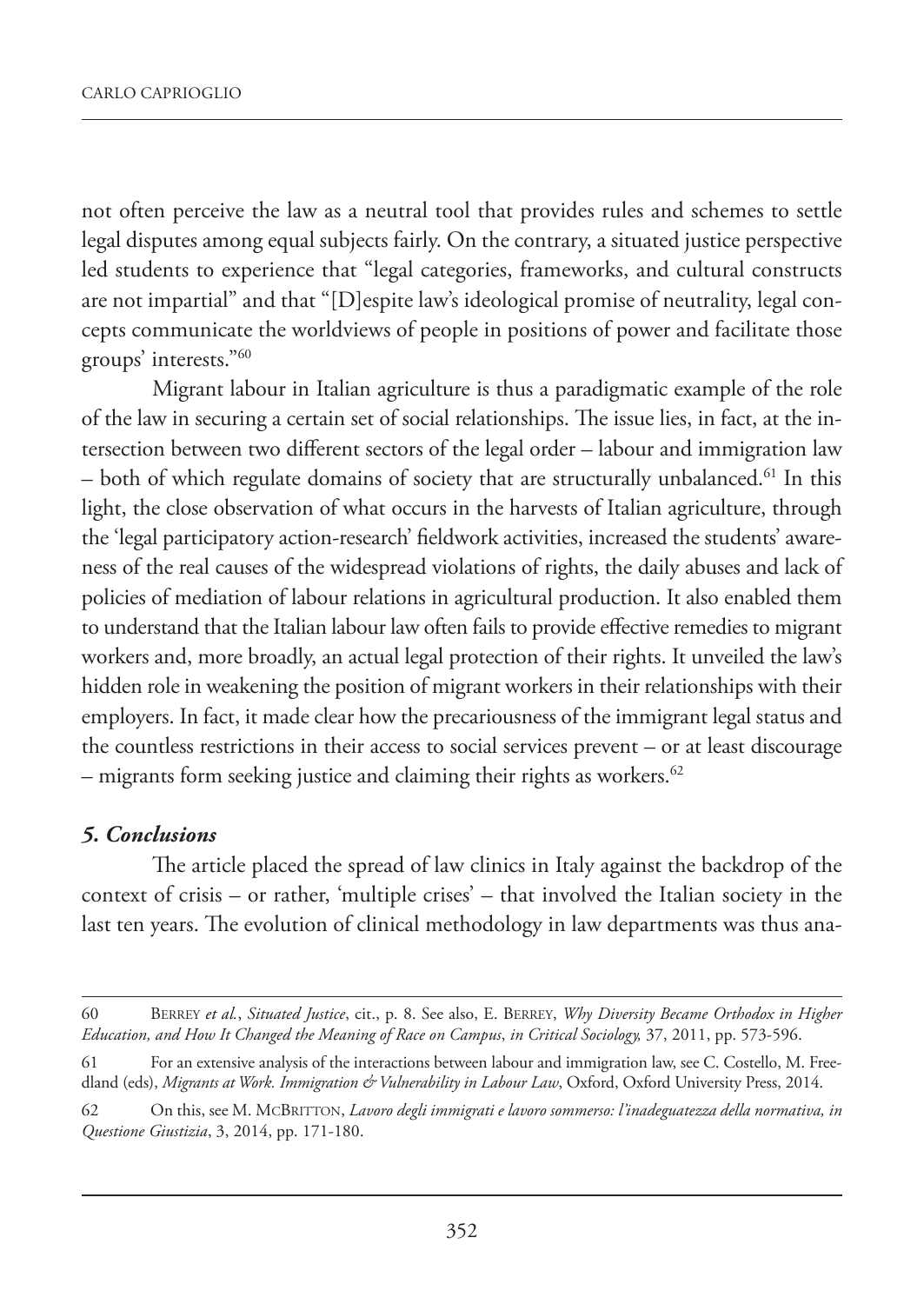not often perceive the law as a neutral tool that provides rules and schemes to settle legal disputes among equal subjects fairly. On the contrary, a situated justice perspective led students to experience that "legal categories, frameworks, and cultural constructs are not impartial" and that "[D]espite law's ideological promise of neutrality, legal concepts communicate the worldviews of people in positions of power and facilitate those groups' interests."[60]

Migrant labour in Italian agriculture is thus a paradigmatic example of the role of the law in securing a certain set of social relationships. The issue lies, in fact, at the intersection between two different sectors of the legal order – labour and immigration law – both of which regulate domains of society that are structurally unbalanced.[61] In this light, the close observation of what occurs in the harvests of Italian agriculture, through the 'legal participatory action-research' fieldwork activities, increased the students' awareness of the real causes of the widespread violations of rights, the daily abuses and lack of policies of mediation of labour relations in agricultural production. It also enabled them to understand that the Italian labour law often fails to provide effective remedies to migrant workers and, more broadly, an actual legal protection of their rights. It unveiled the law's hidden role in weakening the position of migrant workers in their relationships with their employers. In fact, it made clear how the precariousness of the immigrant legal status and the countless restrictions in their access to social services prevent – or at least discourage – migrants form seeking justice and claiming their rights as workers.[62]

## *5. Conclusions*

The article placed the spread of law clinics in Italy against the backdrop of the context of crisis – or rather, 'multiple crises' – that involved the Italian society in the last ten years. The evolution of clinical methodology in law departments was thus ana-

---

60 Berrey *et al.*, *Situated Justice*, cit., p. 8. See also, E. Berrey, *Why Diversity Became Orthodox in Higher Education, and How It Changed the Meaning of Race on Campus*, *in Critical Sociology,* 37, 2011, pp. 573-596.

61 For an extensive analysis of the interactions between labour and immigration law, see C. Costello, M. Freedland (eds), *Migrants at Work. Immigration & Vulnerability in Labour Law*, Oxford, Oxford University Press, 2014.

62 On this, see M. McBritton, *Lavoro degli immigrati e lavoro sommerso: l'inadeguatezza della normativa, in Questione Giustizia*, 3, 2014, pp. 171-180.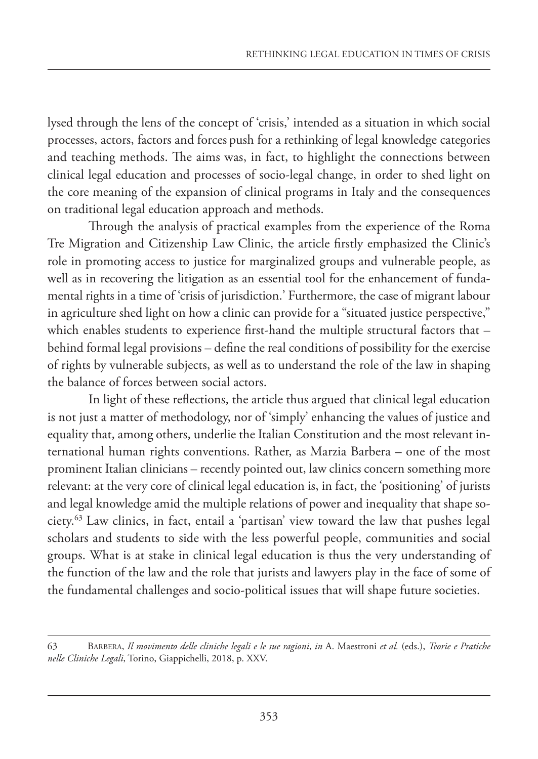lysed through the lens of the concept of 'crisis,' intended as a situation in which social processes, actors, factors and forces push for a rethinking of legal knowledge categories and teaching methods. The aims was, in fact, to highlight the connections between clinical legal education and processes of socio-legal change, in order to shed light on the core meaning of the expansion of clinical programs in Italy and the consequences on traditional legal education approach and methods.

Through the analysis of practical examples from the experience of the Roma Tre Migration and Citizenship Law Clinic, the article firstly emphasized the Clinic's role in promoting access to justice for marginalized groups and vulnerable people, as well as in recovering the litigation as an essential tool for the enhancement of fundamental rights in a time of 'crisis of jurisdiction.' Furthermore, the case of migrant labour in agriculture shed light on how a clinic can provide for a "situated justice perspective," which enables students to experience first-hand the multiple structural factors that – behind formal legal provisions – define the real conditions of possibility for the exercise of rights by vulnerable subjects, as well as to understand the role of the law in shaping the balance of forces between social actors.

In light of these reflections, the article thus argued that clinical legal education is not just a matter of methodology, nor of 'simply' enhancing the values of justice and equality that, among others, underlie the Italian Constitution and the most relevant international human rights conventions. Rather, as Marzia Barbera – one of the most prominent Italian clinicians – recently pointed out, law clinics concern something more relevant: at the very core of clinical legal education is, in fact, the 'positioning' of jurists and legal knowledge amid the multiple relations of power and inequality that shape society.[63] Law clinics, in fact, entail a 'partisan' view toward the law that pushes legal scholars and students to side with the less powerful people, communities and social groups. What is at stake in clinical legal education is thus the very understanding of the function of the law and the role that jurists and lawyers play in the face of some of the fundamental challenges and socio-political issues that will shape future societies.

---

63 Barbera, *Il movimento delle cliniche legali e le sue ragioni*, *in* A. Maestroni *et al.* (eds.), *Teorie e Pratiche nelle Cliniche Legali*, Torino, Giappichelli, 2018, p. XXV.